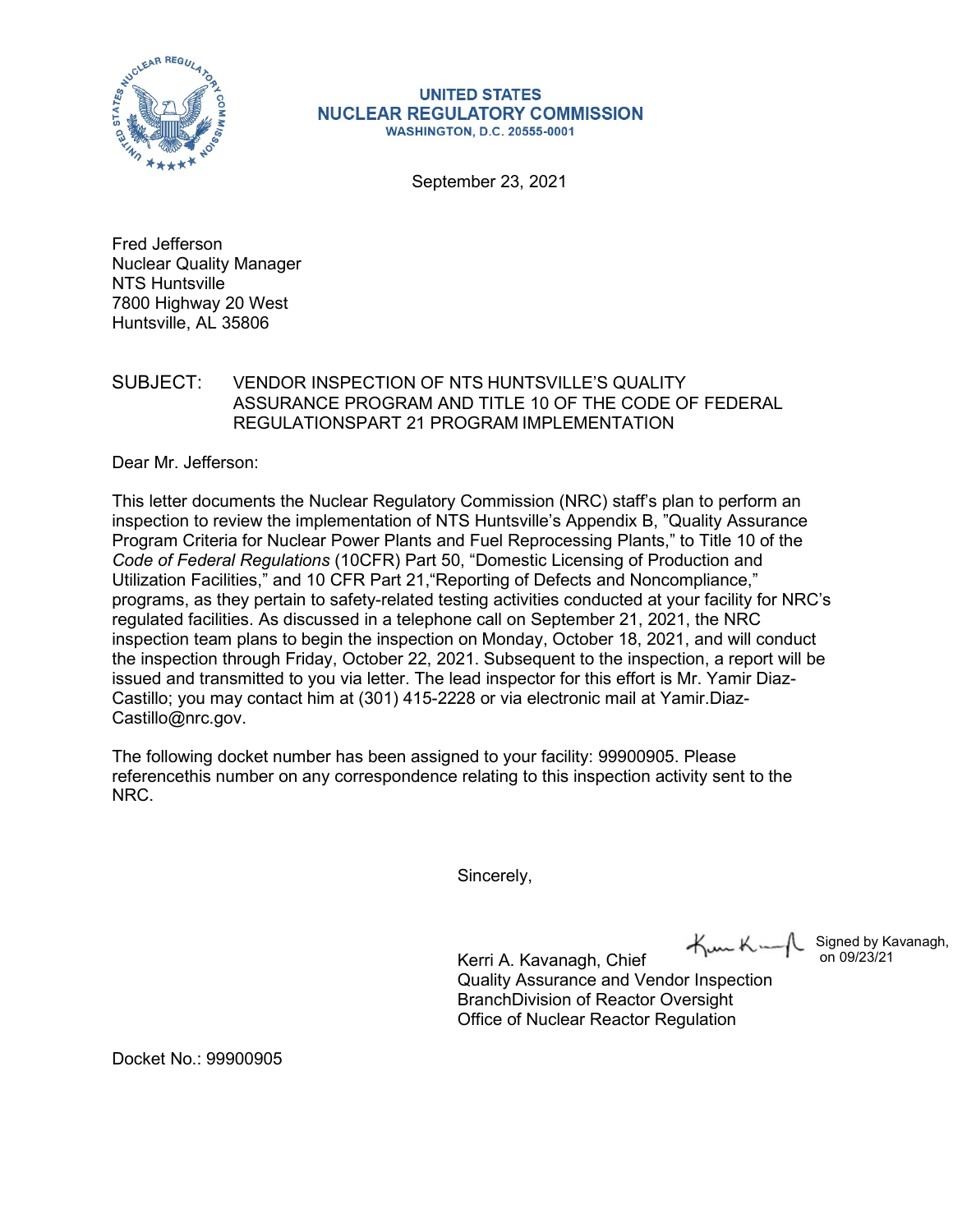UNITED STATES
NUCLEAR REGULATORY COMMISSION
WASHINGTON, D.C. 20555-0001

September 23, 2021

Fred Jefferson
Nuclear Quality Manager
NTS Huntsville
7800 Highway 20 West
Huntsville, AL 35806

SUBJECT: VENDOR INSPECTION OF NTS HUNTSVILLE'S QUALITY ASSURANCE PROGRAM AND TITLE 10 OF THE CODE OF FEDERAL REGULATIONSPART 21 PROGRAM IMPLEMENTATION

Dear Mr. Jefferson:

This letter documents the Nuclear Regulatory Commission (NRC) staff's plan to perform an inspection to review the implementation of NTS Huntsville's Appendix B, "Quality Assurance Program Criteria for Nuclear Power Plants and Fuel Reprocessing Plants," to Title 10 of the *Code of Federal Regulations* (10CFR) Part 50, "Domestic Licensing of Production and Utilization Facilities," and 10 CFR Part 21,"Reporting of Defects and Noncompliance," programs, as they pertain to safety-related testing activities conducted at your facility for NRC's regulated facilities. As discussed in a telephone call on September 21, 2021, the NRC inspection team plans to begin the inspection on Monday, October 18, 2021, and will conduct the inspection through Friday, October 22, 2021. Subsequent to the inspection, a report will be issued and transmitted to you via letter. The lead inspector for this effort is Mr. Yamir Diaz-Castillo; you may contact him at (301) 415-2228 or via electronic mail at Yamir.Diaz-Castillo@nrc.gov.

The following docket number has been assigned to your facility: 99900905. Please referencethis number on any correspondence relating to this inspection activity sent to the NRC.

Sincerely,

Signed by Kavanagh, on 09/23/21

Kerri A. Kavanagh, Chief
Quality Assurance and Vendor Inspection
BranchDivision of Reactor Oversight
Office of Nuclear Reactor Regulation

Docket No.: 99900905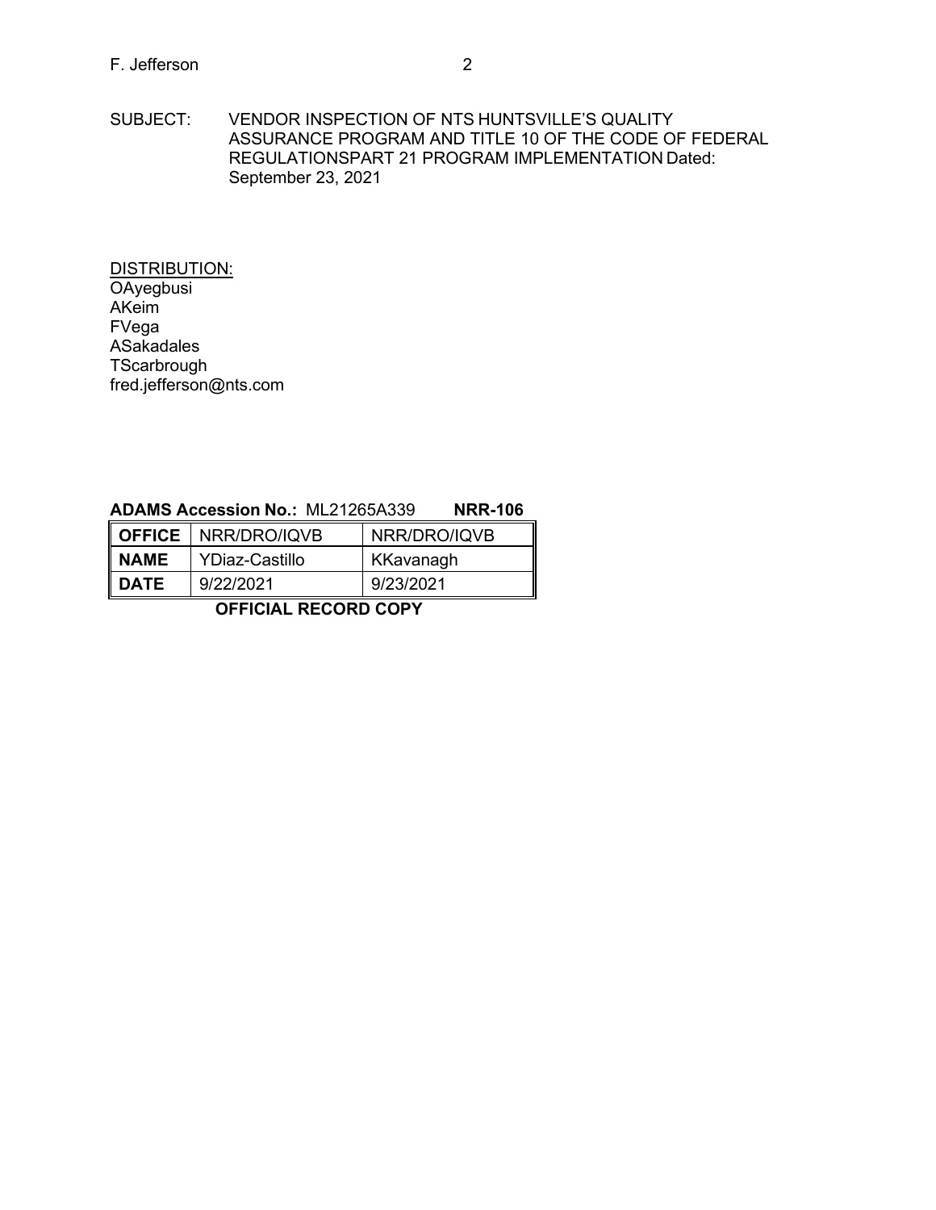SUBJECT: VENDOR INSPECTION OF NTS HUNTSVILLE'S QUALITY ASSURANCE PROGRAM AND TITLE 10 OF THE CODE OF FEDERAL REGULATIONSPART 21 PROGRAM IMPLEMENTATION Dated: September 23, 2021

DISTRIBUTION:
OAyegbusi
AKeim
FVega
ASakadales
TScarbrough
fred.jefferson@nts.com

**ADAMS Accession No.:** ML21265A339 **NRR-106**

| **OFFICE** | NRR/DRO/IQVB | NRR/DRO/IQVB |
|---|---|---|
| **NAME** | YDiaz-Castillo | KKavanagh |
| **DATE** | 9/22/2021 | 9/23/2021 |

**OFFICIAL RECORD COPY**